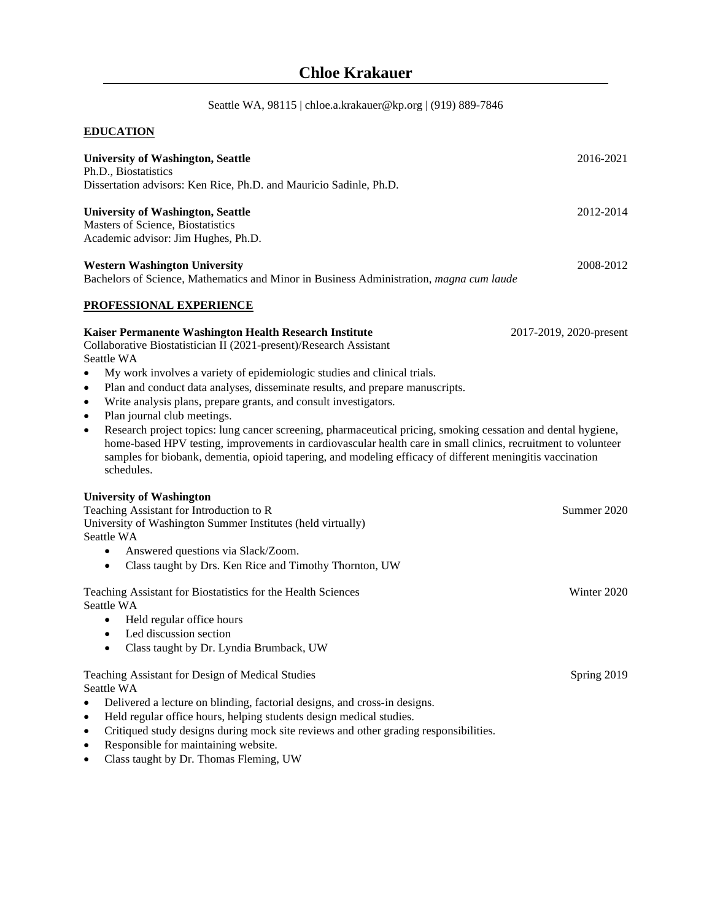# Chloe Krakauer

Seattle WA, 98115 | chloe.a.krakauer@kp.org | (919) 889-7846

## EDUCATION

**University of Washington, Seattle** — 2016-2021
Ph.D., Biostatistics
Dissertation advisors: Ken Rice, Ph.D. and Mauricio Sadinle, Ph.D.

**University of Washington, Seattle** — 2012-2014
Masters of Science, Biostatistics
Academic advisor: Jim Hughes, Ph.D.

**Western Washington University** — 2008-2012
Bachelors of Science, Mathematics and Minor in Business Administration, *magna cum laude*

## PROFESSIONAL EXPERIENCE

**Kaiser Permanente Washington Health Research Institute** — 2017-2019, 2020-present
Collaborative Biostatistician II (2021-present)/Research Assistant
Seattle WA

- My work involves a variety of epidemiologic studies and clinical trials.
- Plan and conduct data analyses, disseminate results, and prepare manuscripts.
- Write analysis plans, prepare grants, and consult investigators.
- Plan journal club meetings.
- Research project topics: lung cancer screening, pharmaceutical pricing, smoking cessation and dental hygiene, home-based HPV testing, improvements in cardiovascular health care in small clinics, recruitment to volunteer samples for biobank, dementia, opioid tapering, and modeling efficacy of different meningitis vaccination schedules.

**University of Washington**

Teaching Assistant for Introduction to R — Summer 2020
University of Washington Summer Institutes (held virtually)
Seattle WA

- Answered questions via Slack/Zoom.
- Class taught by Drs. Ken Rice and Timothy Thornton, UW

Teaching Assistant for Biostatistics for the Health Sciences — Winter 2020
Seattle WA

- Held regular office hours
- Led discussion section
- Class taught by Dr. Lyndia Brumback, UW

Teaching Assistant for Design of Medical Studies — Spring 2019
Seattle WA

- Delivered a lecture on blinding, factorial designs, and cross-in designs.
- Held regular office hours, helping students design medical studies.
- Critiqued study designs during mock site reviews and other grading responsibilities.
- Responsible for maintaining website.
- Class taught by Dr. Thomas Fleming, UW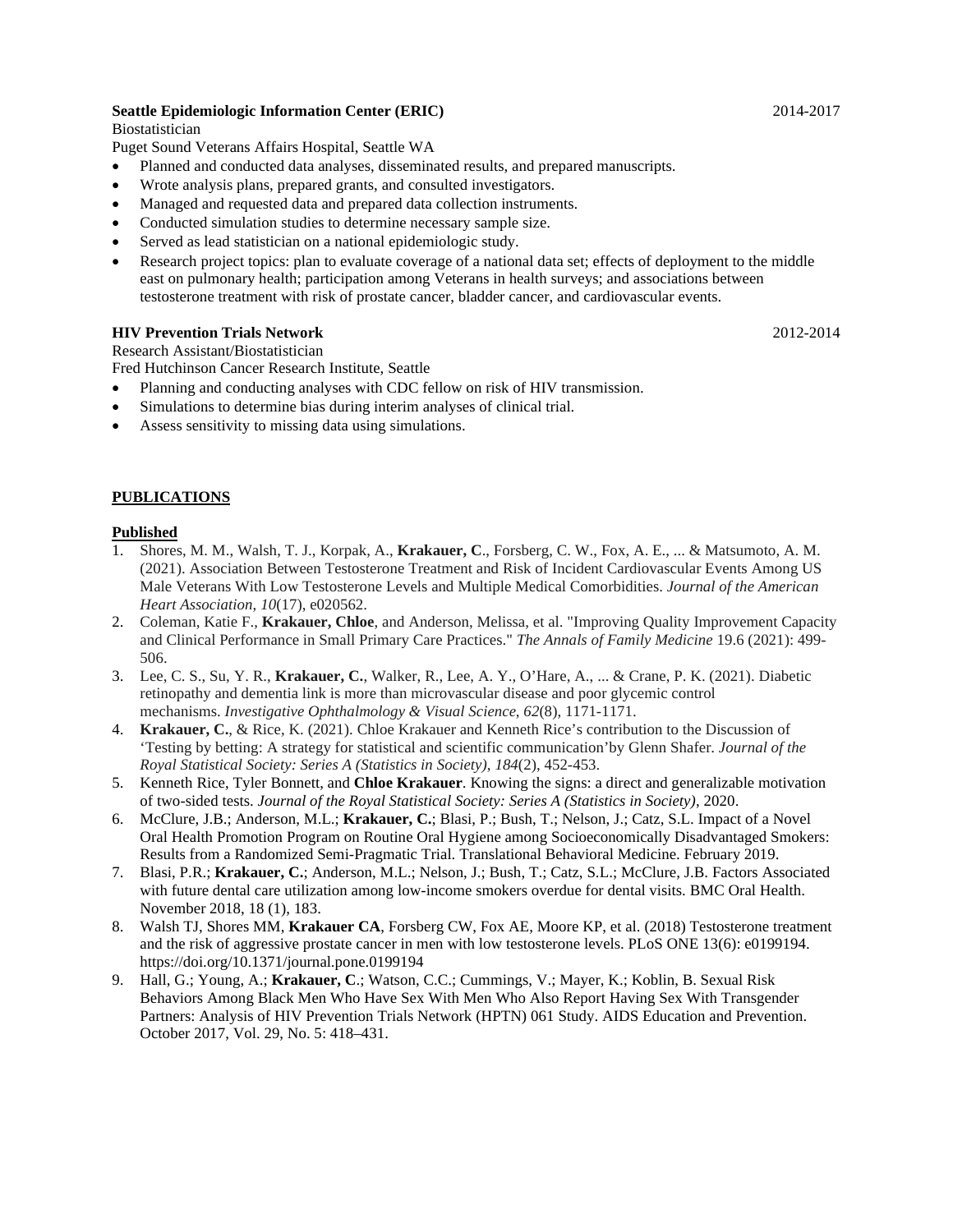**Seattle Epidemiologic Information Center (ERIC)** 2014-2017

Biostatistician

Puget Sound Veterans Affairs Hospital, Seattle WA

- Planned and conducted data analyses, disseminated results, and prepared manuscripts.
- Wrote analysis plans, prepared grants, and consulted investigators.
- Managed and requested data and prepared data collection instruments.
- Conducted simulation studies to determine necessary sample size.
- Served as lead statistician on a national epidemiologic study.
- Research project topics: plan to evaluate coverage of a national data set; effects of deployment to the middle east on pulmonary health; participation among Veterans in health surveys; and associations between testosterone treatment with risk of prostate cancer, bladder cancer, and cardiovascular events.

**HIV Prevention Trials Network** 2012-2014

Research Assistant/Biostatistician

Fred Hutchinson Cancer Research Institute, Seattle

- Planning and conducting analyses with CDC fellow on risk of HIV transmission.
- Simulations to determine bias during interim analyses of clinical trial.
- Assess sensitivity to missing data using simulations.

## PUBLICATIONS

### Published

1. Shores, M. M., Walsh, T. J., Korpak, A., **Krakauer, C**., Forsberg, C. W., Fox, A. E., ... & Matsumoto, A. M. (2021). Association Between Testosterone Treatment and Risk of Incident Cardiovascular Events Among US Male Veterans With Low Testosterone Levels and Multiple Medical Comorbidities. *Journal of the American Heart Association*, *10*(17), e020562.
2. Coleman, Katie F., **Krakauer, Chloe**, and Anderson, Melissa, et al. "Improving Quality Improvement Capacity and Clinical Performance in Small Primary Care Practices." *The Annals of Family Medicine* 19.6 (2021): 499-506.
3. Lee, C. S., Su, Y. R., **Krakauer, C.**, Walker, R., Lee, A. Y., O'Hare, A., ... & Crane, P. K. (2021). Diabetic retinopathy and dementia link is more than microvascular disease and poor glycemic control mechanisms. *Investigative Ophthalmology & Visual Science*, *62*(8), 1171-1171.
4. **Krakauer, C.**, & Rice, K. (2021). Chloe Krakauer and Kenneth Rice's contribution to the Discussion of 'Testing by betting: A strategy for statistical and scientific communication'by Glenn Shafer. *Journal of the Royal Statistical Society: Series A (Statistics in Society)*, *184*(2), 452-453.
5. Kenneth Rice, Tyler Bonnett, and **Chloe Krakauer**. Knowing the signs: a direct and generalizable motivation of two-sided tests. *Journal of the Royal Statistical Society: Series A (Statistics in Society)*, 2020.
6. McClure, J.B.; Anderson, M.L.; **Krakauer, C.**; Blasi, P.; Bush, T.; Nelson, J.; Catz, S.L. Impact of a Novel Oral Health Promotion Program on Routine Oral Hygiene among Socioeconomically Disadvantaged Smokers: Results from a Randomized Semi-Pragmatic Trial. Translational Behavioral Medicine. February 2019.
7. Blasi, P.R.; **Krakauer, C.**; Anderson, M.L.; Nelson, J.; Bush, T.; Catz, S.L.; McClure, J.B. Factors Associated with future dental care utilization among low-income smokers overdue for dental visits. BMC Oral Health. November 2018, 18 (1), 183.
8. Walsh TJ, Shores MM, **Krakauer CA**, Forsberg CW, Fox AE, Moore KP, et al. (2018) Testosterone treatment and the risk of aggressive prostate cancer in men with low testosterone levels. PLoS ONE 13(6): e0199194. https://doi.org/10.1371/journal.pone.0199194
9. Hall, G.; Young, A.; **Krakauer, C**.; Watson, C.C.; Cummings, V.; Mayer, K.; Koblin, B. Sexual Risk Behaviors Among Black Men Who Have Sex With Men Who Also Report Having Sex With Transgender Partners: Analysis of HIV Prevention Trials Network (HPTN) 061 Study. AIDS Education and Prevention. October 2017, Vol. 29, No. 5: 418–431.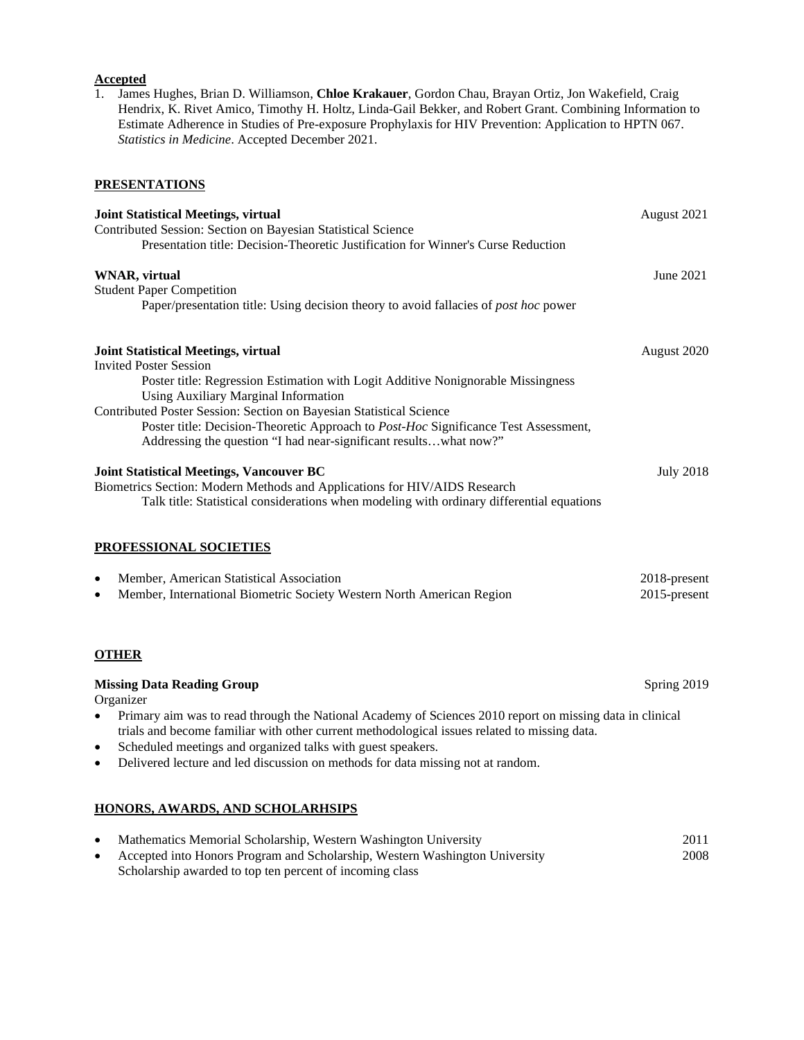**Accepted**

1. James Hughes, Brian D. Williamson, **Chloe Krakauer**, Gordon Chau, Brayan Ortiz, Jon Wakefield, Craig Hendrix, K. Rivet Amico, Timothy H. Holtz, Linda-Gail Bekker, and Robert Grant. Combining Information to Estimate Adherence in Studies of Pre-exposure Prophylaxis for HIV Prevention: Application to HPTN 067. *Statistics in Medicine*. Accepted December 2021.

## PRESENTATIONS

**Joint Statistical Meetings, virtual** — August 2021

Contributed Session: Section on Bayesian Statistical Science

Presentation title: Decision-Theoretic Justification for Winner's Curse Reduction

**WNAR, virtual** — June 2021

Student Paper Competition

Paper/presentation title: Using decision theory to avoid fallacies of *post hoc* power

**Joint Statistical Meetings, virtual** — August 2020

Invited Poster Session

Poster title: Regression Estimation with Logit Additive Nonignorable Missingness Using Auxiliary Marginal Information

Contributed Poster Session: Section on Bayesian Statistical Science

Poster title: Decision-Theoretic Approach to *Post-Hoc* Significance Test Assessment, Addressing the question "I had near-significant results…what now?"

**Joint Statistical Meetings, Vancouver BC** — July 2018

Biometrics Section: Modern Methods and Applications for HIV/AIDS Research

Talk title: Statistical considerations when modeling with ordinary differential equations

## PROFESSIONAL SOCIETIES

- Member, American Statistical Association — 2018-present
- Member, International Biometric Society Western North American Region — 2015-present

## OTHER

**Missing Data Reading Group** — Spring 2019

Organizer

- Primary aim was to read through the National Academy of Sciences 2010 report on missing data in clinical trials and become familiar with other current methodological issues related to missing data.
- Scheduled meetings and organized talks with guest speakers.
- Delivered lecture and led discussion on methods for data missing not at random.

## HONORS, AWARDS, AND SCHOLARHSIPS

- Mathematics Memorial Scholarship, Western Washington University — 2011
- Accepted into Honors Program and Scholarship, Western Washington University — 2008
  Scholarship awarded to top ten percent of incoming class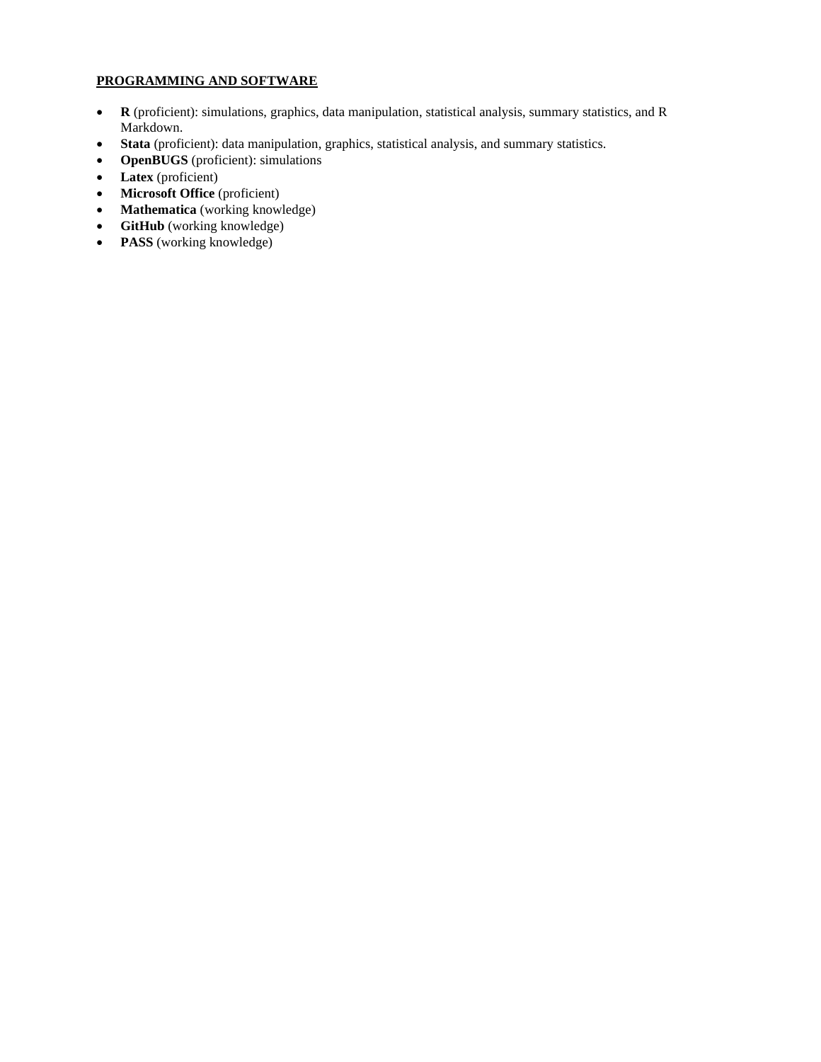**<u>PROGRAMMING AND SOFTWARE</u>**

- **R** (proficient): simulations, graphics, data manipulation, statistical analysis, summary statistics, and R Markdown.
- **Stata** (proficient): data manipulation, graphics, statistical analysis, and summary statistics.
- **OpenBUGS** (proficient): simulations
- **Latex** (proficient)
- **Microsoft Office** (proficient)
- **Mathematica** (working knowledge)
- **GitHub** (working knowledge)
- **PASS** (working knowledge)